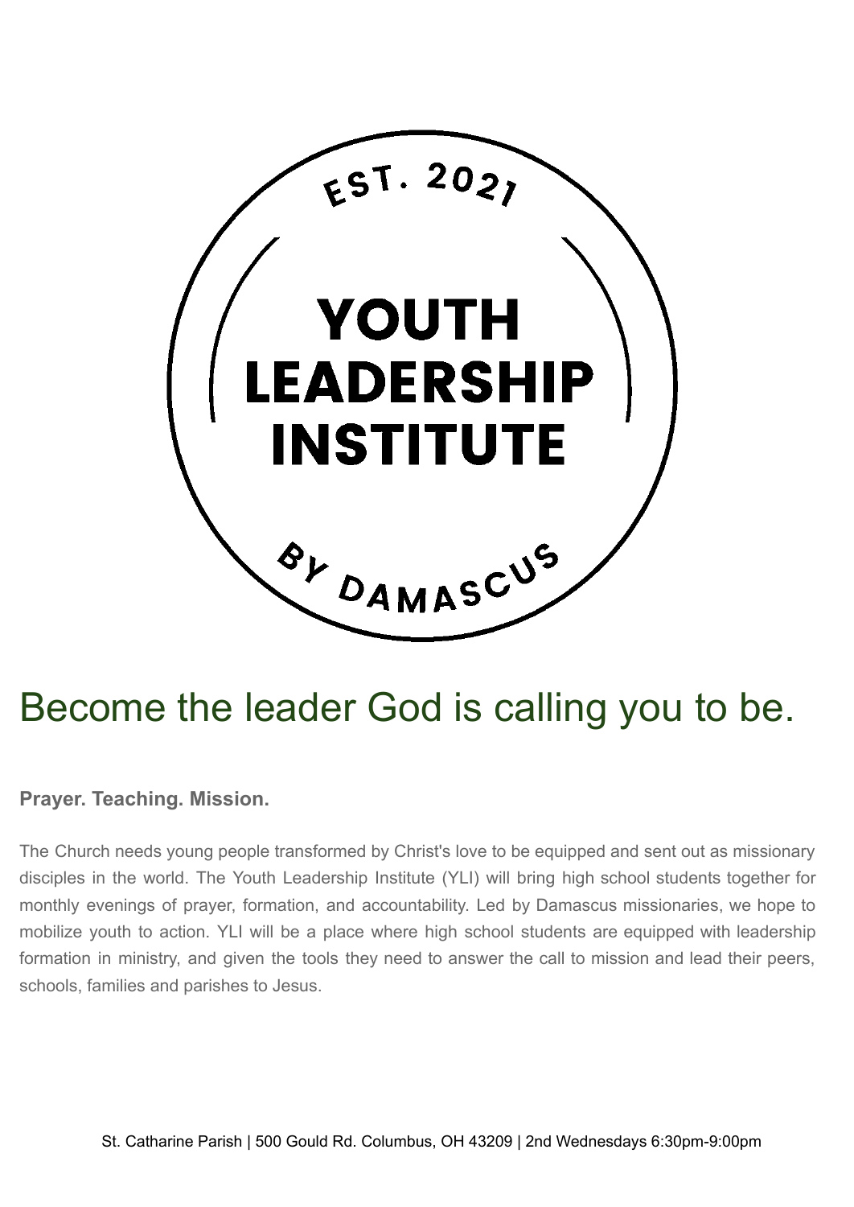EST. 2021

# YOUTH LEADERSHIP INSTITUTE

BY DAMASCUS

## Become the leader God is calling you to be.

**Prayer. Teaching. Mission.**

The Church needs young people transformed by Christ's love to be equipped and sent out as missionary disciples in the world. The Youth Leadership Institute (YLI) will bring high school students together for monthly evenings of prayer, formation, and accountability. Led by Damascus missionaries, we hope to mobilize youth to action. YLI will be a place where high school students are equipped with leadership formation in ministry, and given the tools they need to answer the call to mission and lead their peers, schools, families and parishes to Jesus.

St. Catharine Parish | 500 Gould Rd. Columbus, OH 43209 | 2nd Wednesdays 6:30pm-9:00pm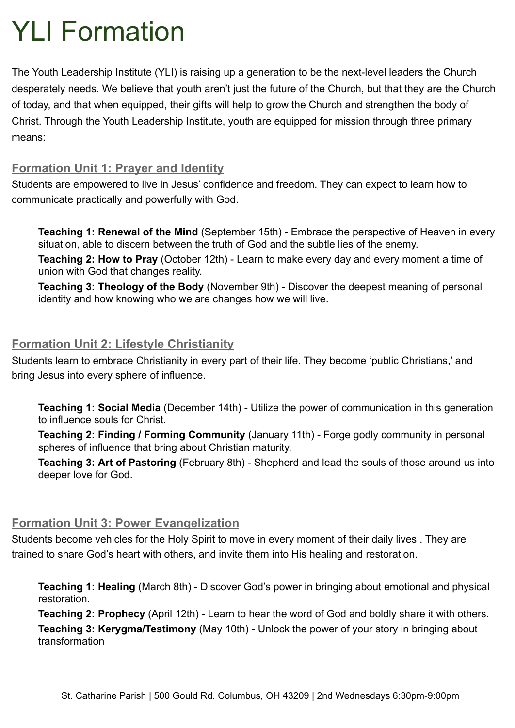# YLI Formation

The Youth Leadership Institute (YLI) is raising up a generation to be the next-level leaders the Church desperately needs. We believe that youth aren't just the future of the Church, but that they are the Church of today, and that when equipped, their gifts will help to grow the Church and strengthen the body of Christ. Through the Youth Leadership Institute, youth are equipped for mission through three primary means:

## Formation Unit 1: Prayer and Identity

Students are empowered to live in Jesus' confidence and freedom. They can expect to learn how to communicate practically and powerfully with God.

**Teaching 1: Renewal of the Mind** (September 15th) - Embrace the perspective of Heaven in every situation, able to discern between the truth of God and the subtle lies of the enemy.

**Teaching 2: How to Pray** (October 12th) - Learn to make every day and every moment a time of union with God that changes reality.

**Teaching 3: Theology of the Body** (November 9th) - Discover the deepest meaning of personal identity and how knowing who we are changes how we will live.

## Formation Unit 2: Lifestyle Christianity

Students learn to embrace Christianity in every part of their life. They become 'public Christians,' and bring Jesus into every sphere of influence.

**Teaching 1: Social Media** (December 14th) - Utilize the power of communication in this generation to influence souls for Christ.

**Teaching 2: Finding / Forming Community** (January 11th) - Forge godly community in personal spheres of influence that bring about Christian maturity.

**Teaching 3: Art of Pastoring** (February 8th) - Shepherd and lead the souls of those around us into deeper love for God.

## Formation Unit 3: Power Evangelization

Students become vehicles for the Holy Spirit to move in every moment of their daily lives . They are trained to share God's heart with others, and invite them into His healing and restoration.

**Teaching 1: Healing** (March 8th) - Discover God's power in bringing about emotional and physical restoration.

**Teaching 2: Prophecy** (April 12th) - Learn to hear the word of God and boldly share it with others.

**Teaching 3: Kerygma/Testimony** (May 10th) - Unlock the power of your story in bringing about transformation

St. Catharine Parish | 500 Gould Rd. Columbus, OH 43209 | 2nd Wednesdays 6:30pm-9:00pm